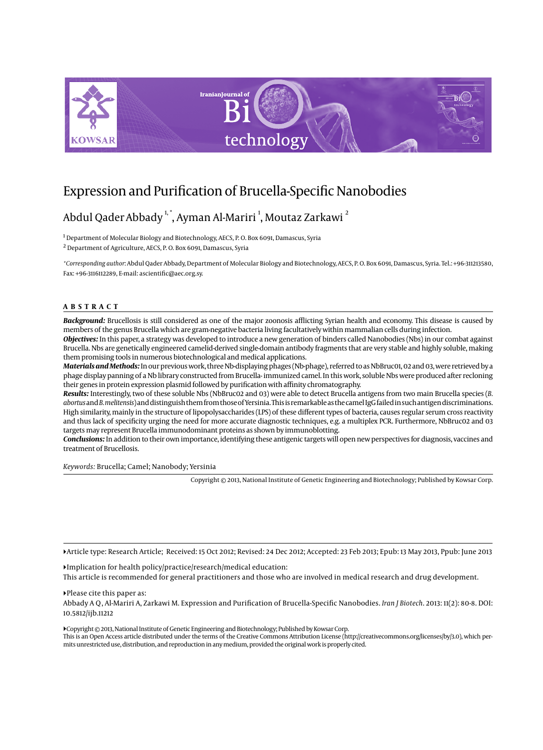# Expression and Purification of Brucella-Specific Nanobodies

Abdul Qader Abbady [1,*], Ayman Al-Mariri [1], Moutaz Zarkawi [2]

[1] Department of Molecular Biology and Biotechnology, AECS, P. O. Box 6091, Damascus, Syria

[2] Department of Agriculture, AECS, P. O. Box 6091, Damascus, Syria

*Corresponding author*: Abdul Qader Abbady, Department of Molecular Biology and Biotechnology, AECS, P. O. Box 6091, Damascus, Syria. Tel.: +96-311213580, Fax: +96-3116112289, E-mail: ascientific@aec.org.sy.

## ABSTRACT

***Background:*** Brucellosis is still considered as one of the major zoonosis afflicting Syrian health and economy. This disease is caused by members of the genus Brucella which are gram-negative bacteria living facultatively within mammalian cells during infection.

***Objectives:*** In this paper, a strategy was developed to introduce a new generation of binders called Nanobodies (Nbs) in our combat against Brucella. Nbs are genetically engineered camelid-derived single-domain antibody fragments that are very stable and highly soluble, making them promising tools in numerous biotechnological and medical applications.

***Materials and Methods:*** In our previous work, three Nb-displaying phages (Nb-phage), referred to as NbBruc01, 02 and 03, were retrieved by a phage display panning of a Nb library constructed from Brucella- immunized camel. In this work, soluble Nbs were produced after recloning their genes in protein expression plasmid followed by purification with affinity chromatography.

***Results:*** Interestingly, two of these soluble Nbs (NbBruc02 and 03) were able to detect Brucella antigens from two main Brucella species (*B. abortus* and *B. melitensis*) and distinguish them from those of Yersinia. This is remarkable as the camel IgG failed in such antigen discriminations. High similarity, mainly in the structure of lipopolysaccharides (LPS) of these different types of bacteria, causes regular serum cross reactivity and thus lack of specificity urging the need for more accurate diagnostic techniques, e.g. a multiplex PCR. Furthermore, NbBruc02 and 03 targets may represent Brucella immunodominant proteins as shown by immunoblotting.

***Conclusions:*** In addition to their own importance, identifying these antigenic targets will open new perspectives for diagnosis, vaccines and treatment of Brucellosis.

*Keywords:* Brucella; Camel; Nanobody; Yersinia

Copyright © 2013, National Institute of Genetic Engineering and Biotechnology; Published by Kowsar Corp.

---

▸Article type: Research Article; Received: 15 Oct 2012; Revised: 24 Dec 2012; Accepted: 23 Feb 2013; Epub: 13 May 2013, Ppub: June 2013

▸Implication for health policy/practice/research/medical education:

This article is recommended for general practitioners and those who are involved in medical research and drug development.

▸Please cite this paper as:

Abbady A Q, Al-Mariri A, Zarkawi M. Expression and Purification of Brucella-Specific Nanobodies. *Iran J Biotech*. 2013: 11(2): 80-8. DOI: 10.5812/ijb.11212

▸Copyright © 2013, National Institute of Genetic Engineering and Biotechnology; Published by Kowsar Corp.

This is an Open Access article distributed under the terms of the Creative Commons Attribution License (http://creativecommons.org/licenses/by/3.0), which permits unrestricted use, distribution, and reproduction in any medium, provided the original work is properly cited.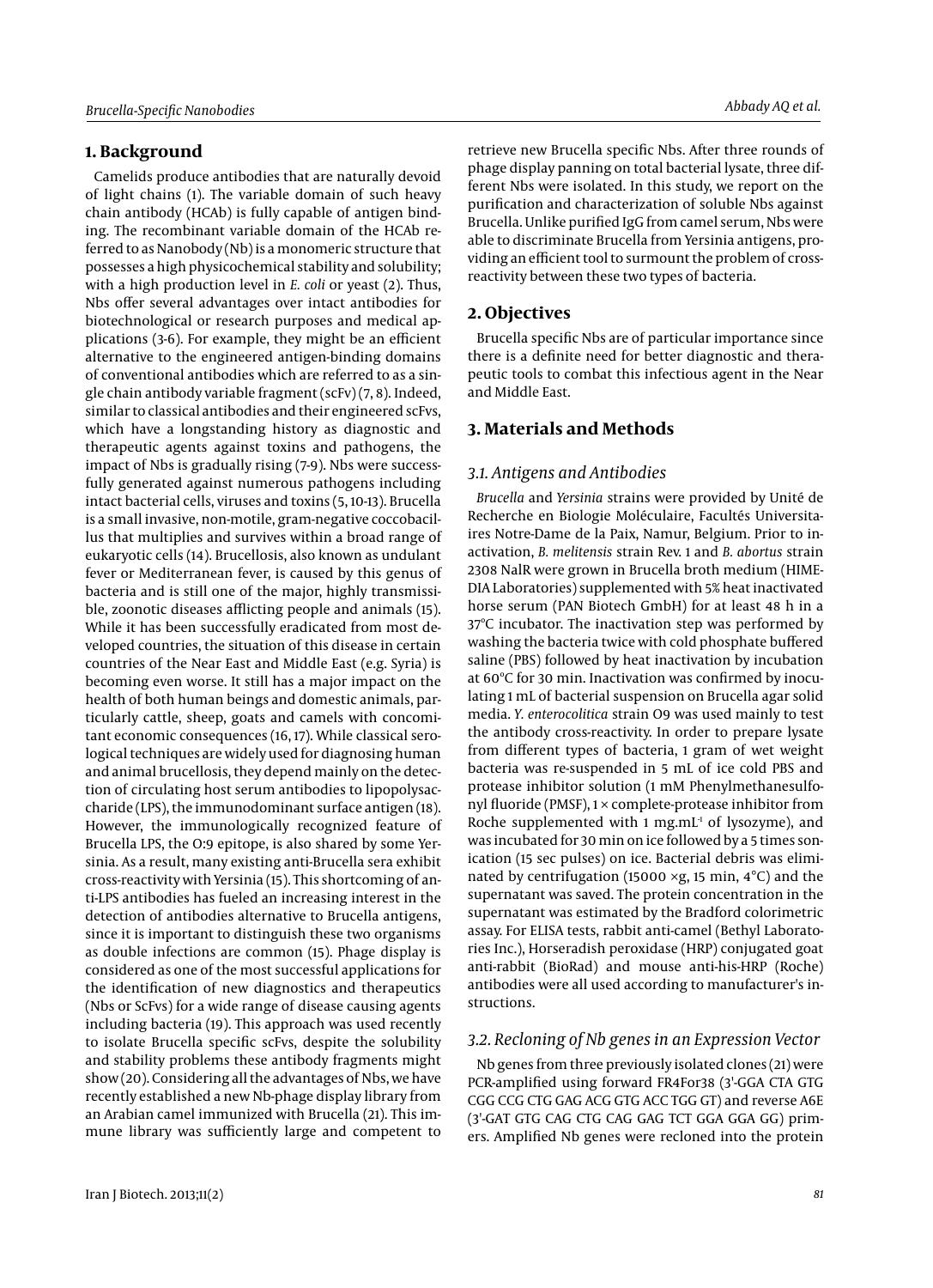## 1. Background

Camelids produce antibodies that are naturally devoid of light chains (1). The variable domain of such heavy chain antibody (HCAb) is fully capable of antigen binding. The recombinant variable domain of the HCAb referred to as Nanobody (Nb) is a monomeric structure that possesses a high physicochemical stability and solubility; with a high production level in *E. coli* or yeast (2). Thus, Nbs offer several advantages over intact antibodies for biotechnological or research purposes and medical applications (3-6). For example, they might be an efficient alternative to the engineered antigen-binding domains of conventional antibodies which are referred to as a single chain antibody variable fragment (scFv) (7, 8). Indeed, similar to classical antibodies and their engineered scFvs, which have a longstanding history as diagnostic and therapeutic agents against toxins and pathogens, the impact of Nbs is gradually rising (7-9). Nbs were successfully generated against numerous pathogens including intact bacterial cells, viruses and toxins (5, 10-13). Brucella is a small invasive, non-motile, gram-negative coccobacillus that multiplies and survives within a broad range of eukaryotic cells (14). Brucellosis, also known as undulant fever or Mediterranean fever, is caused by this genus of bacteria and is still one of the major, highly transmissible, zoonotic diseases afflicting people and animals (15). While it has been successfully eradicated from most developed countries, the situation of this disease in certain countries of the Near East and Middle East (e.g. Syria) is becoming even worse. It still has a major impact on the health of both human beings and domestic animals, particularly cattle, sheep, goats and camels with concomitant economic consequences (16, 17). While classical serological techniques are widely used for diagnosing human and animal brucellosis, they depend mainly on the detection of circulating host serum antibodies to lipopolysaccharide (LPS), the immunodominant surface antigen (18). However, the immunologically recognized feature of Brucella LPS, the O:9 epitope, is also shared by some Yersinia. As a result, many existing anti-Brucella sera exhibit cross-reactivity with Yersinia (15). This shortcoming of anti-LPS antibodies has fueled an increasing interest in the detection of antibodies alternative to Brucella antigens, since it is important to distinguish these two organisms as double infections are common (15). Phage display is considered as one of the most successful applications for the identification of new diagnostics and therapeutics (Nbs or ScFvs) for a wide range of disease causing agents including bacteria (19). This approach was used recently to isolate Brucella specific scFvs, despite the solubility and stability problems these antibody fragments might show (20). Considering all the advantages of Nbs, we have recently established a new Nb-phage display library from an Arabian camel immunized with Brucella (21). This immune library was sufficiently large and competent to retrieve new Brucella specific Nbs. After three rounds of phage display panning on total bacterial lysate, three different Nbs were isolated. In this study, we report on the purification and characterization of soluble Nbs against Brucella. Unlike purified IgG from camel serum, Nbs were able to discriminate Brucella from Yersinia antigens, providing an efficient tool to surmount the problem of cross-reactivity between these two types of bacteria.

## 2. Objectives

Brucella specific Nbs are of particular importance since there is a definite need for better diagnostic and therapeutic tools to combat this infectious agent in the Near and Middle East.

## 3. Materials and Methods

### 3.1. Antigens and Antibodies

*Brucella* and *Yersinia* strains were provided by Unité de Recherche en Biologie Moléculaire, Facultés Universitaires Notre-Dame de la Paix, Namur, Belgium. Prior to inactivation, *B. melitensis* strain Rev. 1 and *B. abortus* strain 2308 NalR were grown in Brucella broth medium (HIMEDIA Laboratories) supplemented with 5% heat inactivated horse serum (PAN Biotech GmbH) for at least 48 h in a 37°C incubator. The inactivation step was performed by washing the bacteria twice with cold phosphate buffered saline (PBS) followed by heat inactivation by incubation at 60°C for 30 min. Inactivation was confirmed by inoculating 1 mL of bacterial suspension on Brucella agar solid media. *Y. enterocolitica* strain O9 was used mainly to test the antibody cross-reactivity. In order to prepare lysate from different types of bacteria, 1 gram of wet weight bacteria was re-suspended in 5 mL of ice cold PBS and protease inhibitor solution (1 mM Phenylmethanesulfonyl fluoride (PMSF), 1 × complete-protease inhibitor from Roche supplemented with 1 mg.mL$^{-1}$ of lysozyme), and was incubated for 30 min on ice followed by a 5 times sonication (15 sec pulses) on ice. Bacterial debris was eliminated by centrifugation (15000 ×g, 15 min, 4°C) and the supernatant was saved. The protein concentration in the supernatant was estimated by the Bradford colorimetric assay. For ELISA tests, rabbit anti-camel (Bethyl Laboratories Inc.), Horseradish peroxidase (HRP) conjugated goat anti-rabbit (BioRad) and mouse anti-his-HRP (Roche) antibodies were all used according to manufacturer's instructions.

### 3.2. Recloning of Nb genes in an Expression Vector

Nb genes from three previously isolated clones (21) were PCR-amplified using forward FR4For38 (3'-GGA CTA GTG CGG CCG CTG GAG ACG GTG ACC TGG GT) and reverse A6E (3'-GAT GTG CAG CTG CAG GAG TCT GGA GGA GG) primers. Amplified Nb genes were recloned into the protein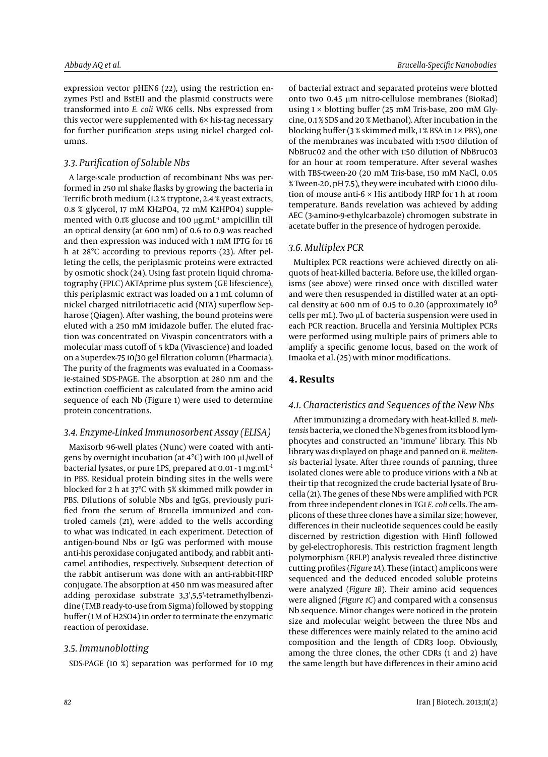expression vector pHEN6 (22), using the restriction enzymes PstI and BstEII and the plasmid constructs were transformed into *E. coli* WK6 cells. Nbs expressed from this vector were supplemented with 6× his-tag necessary for further purification steps using nickel charged columns.

### 3.3. Purification of Soluble Nbs

A large-scale production of recombinant Nbs was performed in 250 ml shake flasks by growing the bacteria in Terrific broth medium (1.2 % tryptone, 2.4 % yeast extracts, 0.8 % glycerol, 17 mM $KH_2PO_4$, 72 mM $K_2HPO_4$) supplemented with 0.1% glucose and 100 μg.mL$^{-1}$ ampicillin till an optical density (at 600 nm) of 0.6 to 0.9 was reached and then expression was induced with 1 mM IPTG for 16 h at 28°C according to previous reports (23). After pelleting the cells, the periplasmic proteins were extracted by osmotic shock (24). Using fast protein liquid chromatography (FPLC) AKTAprime plus system (GE lifescience), this periplasmic extract was loaded on a 1 mL column of nickel charged nitrilotriacetic acid (NTA) superflow Sepharose (Qiagen). After washing, the bound proteins were eluted with a 250 mM imidazole buffer. The eluted fraction was concentrated on Vivaspin concentrators with a molecular mass cutoff of 5 kDa (Vivascience) and loaded on a Superdex-75 10/30 gel filtration column (Pharmacia). The purity of the fragments was evaluated in a Coomassie-stained SDS-PAGE. The absorption at 280 nm and the extinction coefficient as calculated from the amino acid sequence of each Nb (Figure 1) were used to determine protein concentrations.

### 3.4. Enzyme-Linked Immunosorbent Assay (ELISA)

Maxisorb 96-well plates (Nunc) were coated with antigens by overnight incubation (at 4°C) with 100 μL/well of bacterial lysates, or pure LPS, prepared at 0.01 - 1 mg.mL$^{-1}$ in PBS. Residual protein binding sites in the wells were blocked for 2 h at 37°C with 5% skimmed milk powder in PBS. Dilutions of soluble Nbs and IgGs, previously purified from the serum of Brucella immunized and controled camels (21), were added to the wells according to what was indicated in each experiment. Detection of antigen-bound Nbs or IgG was performed with mouse anti-his peroxidase conjugated antibody, and rabbit anti-camel antibodies, respectively. Subsequent detection of the rabbit antiserum was done with an anti-rabbit-HRP conjugate. The absorption at 450 nm was measured after adding peroxidase substrate 3,3',5,5'-tetramethylbenzidine (TMB ready-to-use from Sigma) followed by stopping buffer (1 M of $H_2SO_4$) in order to terminate the enzymatic reaction of peroxidase.

### 3.5. Immunoblotting

SDS-PAGE (10 %) separation was performed for 10 mg of bacterial extract and separated proteins were blotted onto two 0.45 μm nitro-cellulose membranes (BioRad) using 1 × blotting buffer (25 mM Tris-base, 200 mM Glycine, 0.1 % SDS and 20 % Methanol). After incubation in the blocking buffer (3 % skimmed milk, 1 % BSA in 1 × PBS), one of the membranes was incubated with 1:500 dilution of NbBruc02 and the other with 1:50 dilution of NbBruc03 for an hour at room temperature. After several washes with TBS-tween-20 (20 mM Tris-base, 150 mM NaCl, 0.05 % Tween-20, pH 7.5), they were incubated with 1:1000 dilution of mouse anti-6 × His antibody HRP for 1 h at room temperature. Bands revelation was achieved by adding AEC (3-amino-9-ethylcarbazole) chromogen substrate in acetate buffer in the presence of hydrogen peroxide.

### 3.6. Multiplex PCR

Multiplex PCR reactions were achieved directly on aliquots of heat-killed bacteria. Before use, the killed organisms (see above) were rinsed once with distilled water and were then resuspended in distilled water at an optical density at 600 nm of 0.15 to 0.20 (approximately $10^9$ cells per mL). Two μL of bacteria suspension were used in each PCR reaction. Brucella and Yersinia Multiplex PCRs were performed using multiple pairs of primers able to amplify a specific genome locus, based on the work of Imaoka et al. (25) with minor modifications.

## 4. Results

### 4.1. Characteristics and Sequences of the New Nbs

After immunizing a dromedary with heat-killed *B. melitensis* bacteria, we cloned the Nb genes from its blood lymphocytes and constructed an 'immune' library. This Nb library was displayed on phage and panned on *B. melitensis* bacterial lysate. After three rounds of panning, three isolated clones were able to produce virions with a Nb at their tip that recognized the crude bacterial lysate of Brucella (21). The genes of these Nbs were amplified with PCR from three independent clones in TG1 *E. coli* cells. The amplicons of these three clones have a similar size; however, differences in their nucleotide sequences could be easily discerned by restriction digestion with HinfI followed by gel-electrophoresis. This restriction fragment length polymorphism (RFLP) analysis revealed three distinctive cutting profiles (*Figure 1A*). These (intact) amplicons were sequenced and the deduced encoded soluble proteins were analyzed (*Figure 1B*). Their amino acid sequences were aligned (*Figure 1C*) and compared with a consensus Nb sequence. Minor changes were noticed in the protein size and molecular weight between the three Nbs and these differences were mainly related to the amino acid composition and the length of CDR3 loop. Obviously, among the three clones, the other CDRs (1 and 2) have the same length but have differences in their amino acid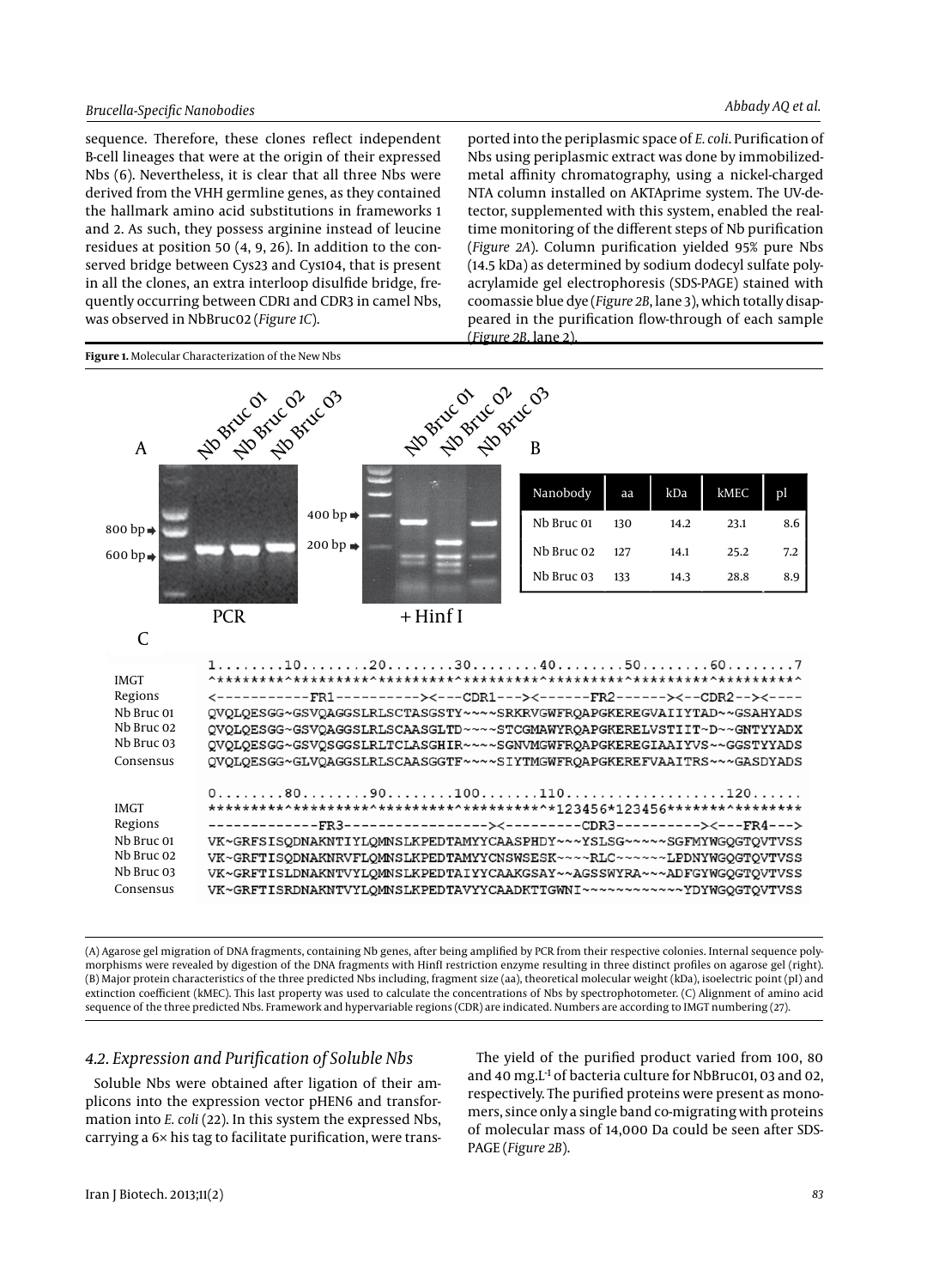sequence. Therefore, these clones reflect independent B-cell lineages that were at the origin of their expressed Nbs (6). Nevertheless, it is clear that all three Nbs were derived from the VHH germline genes, as they contained the hallmark amino acid substitutions in frameworks 1 and 2. As such, they possess arginine instead of leucine residues at position 50 (4, 9, 26). In addition to the conserved bridge between Cys23 and Cys104, that is present in all the clones, an extra interloop disulfide bridge, frequently occurring between CDR1 and CDR3 in camel Nbs, was observed in NbBruc02 (*Figure 1C*).

ported into the periplasmic space of *E. coli*. Purification of Nbs using periplasmic extract was done by immobilized-metal affinity chromatography, using a nickel-charged NTA column installed on AKTAprime system. The UV-detector, supplemented with this system, enabled the real-time monitoring of the different steps of Nb purification (*Figure 2A*). Column purification yielded 95% pure Nbs (14.5 kDa) as determined by sodium dodecyl sulfate polyacrylamide gel electrophoresis (SDS-PAGE) stained with coomassie blue dye (*Figure 2B*, lane 3), which totally disappeared in the purification flow-through of each sample (*Figure 2B*, lane 2).

**Figure 1.** Molecular Characterization of the New Nbs

A

Nb Bruc 01, Nb Bruc 02, Nb Bruc 03 — 800 bp, 600 bp — PCR

Nb Bruc 01, Nb Bruc 02, Nb Bruc 03 — 400 bp, 200 bp — + Hinf I

B

| Nanobody | aa | kDa | kMEC | pI |
|---|---|---|---|---|
| Nb Bruc 01 | 130 | 14.2 | 23.1 | 8.6 |
| Nb Bruc 02 | 127 | 14.1 | 25.2 | 7.2 |
| Nb Bruc 03 | 133 | 14.3 | 28.8 | 8.9 |

C

```
            1........10........20........30........40........50........60........7
IMGT        ^*********^*********^*********^*********^*********^*********^*********^
Regions     <-----------FR1---------><---CDR1---><------FR2------><--CDR2--><----
Nb Bruc 01  QVQLQESGG~GSVQAGGSLRLSCTASGSTY~~~~SRKRVGWFRQAPGKEREGVAIIYTAD~~GSAHYADS
Nb Bruc 02  QVQLQESGG~GSVQAGGSLRLSCAASGLTD~~~~STCGMAWYRQAPGKERELVSTIIT~D~~GNTYYADX
Nb Bruc 03  QVQLQESGG~GSVQSGGSLRLTCLASGHIR~~~~SGNVMGWFRQAPGKEREGIAAIYVS~~GGSTYYADS
Consensus   QVQLQESGG~GLVQAGGSLRLSCAASGGTF~~~~SIYTMGWFRQAPGKEREFVAAITRS~~~GASDYADS

            0........80........90........100.......110...................120......
IMGT        *********^*********^*********^*********^*123456*123456*******^*********
Regions     -------------FR3-----------------><---------CDR3----------><---FR4--->
Nb Bruc 01  VK~GRFSISQDNAKNTIYLQMNSLKPEDTAMYYCAASPHDY~~~YSLSG~~~~~SGFMYWGQGTQVTVSS
Nb Bruc 02  VK~GRFTISQDNAKNRVFLQMNSLKPEDTAMYYCNSWSESK~~~~RLC~~~~~~LPDNYWGQGTQVTVSS
Nb Bruc 03  VK~GRFTISLDNAKNTVYLQMNSLKPEDTAIYYCAAKGSAY~~AGSSWYRA~~~ADFGYWGQGTQVTVSS
Consensus   VK~GRFTISRDNAKNTVYLQMNSLKPEDTAVYYCAADKTTGWNI~~~~~~~~~~~~YDYWGQGTQVTVSS
```

(A) Agarose gel migration of DNA fragments, containing Nb genes, after being amplified by PCR from their respective colonies. Internal sequence polymorphisms were revealed by digestion of the DNA fragments with HinfI restriction enzyme resulting in three distinct profiles on agarose gel (right). (B) Major protein characteristics of the three predicted Nbs including, fragment size (aa), theoretical molecular weight (kDa), isoelectric point (pI) and extinction coefficient (kMEC). This last property was used to calculate the concentrations of Nbs by spectrophotometer. (C) Alignment of amino acid sequence of the three predicted Nbs. Framework and hypervariable regions (CDR) are indicated. Numbers are according to IMGT numbering (27).

### 4.2. Expression and Purification of Soluble Nbs

Soluble Nbs were obtained after ligation of their amplicons into the expression vector pHEN6 and transformation into *E. coli* (22). In this system the expressed Nbs, carrying a 6× his tag to facilitate purification, were trans-

The yield of the purified product varied from 100, 80 and 40 mg.L$^{-1}$ of bacteria culture for NbBruc01, 03 and 02, respectively. The purified proteins were present as monomers, since only a single band co-migrating with proteins of molecular mass of 14,000 Da could be seen after SDS-PAGE (*Figure 2B*).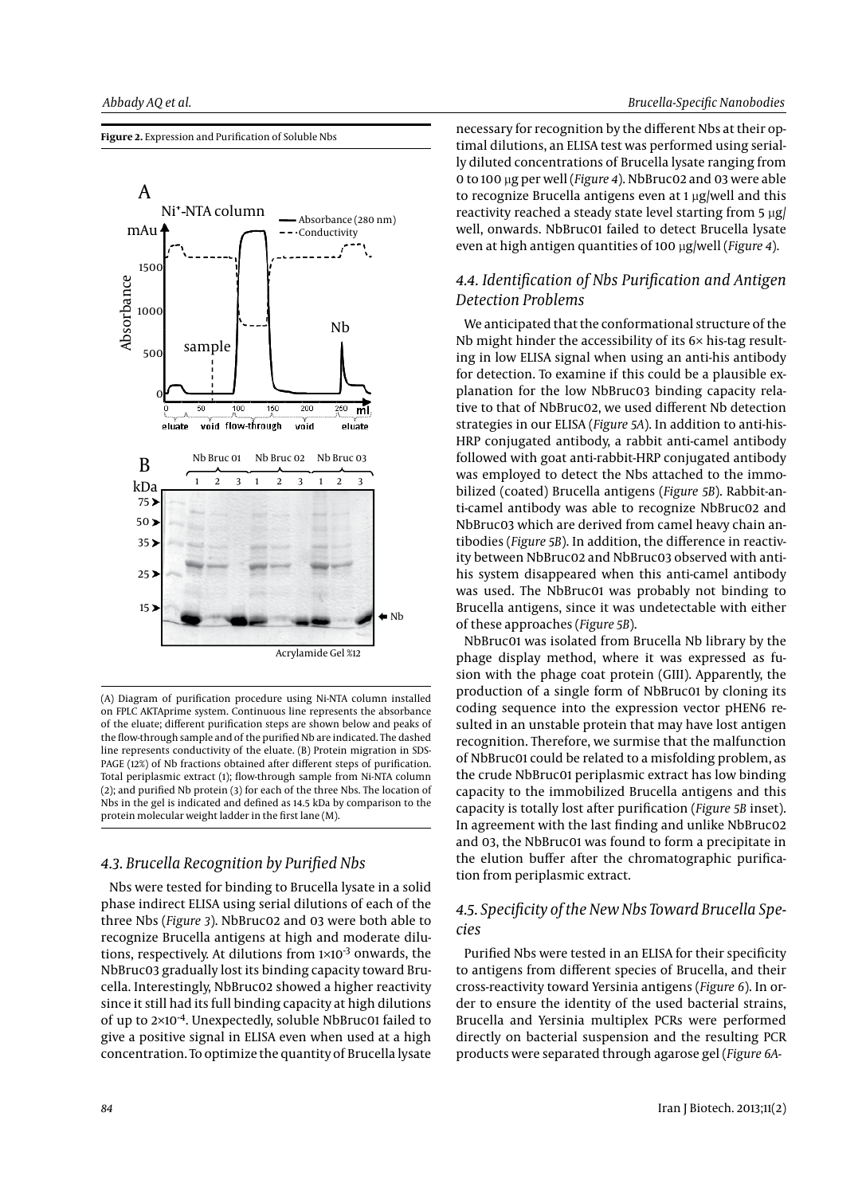**Figure 2.** Expression and Purification of Soluble Nbs

(A) Diagram of purification procedure using Ni-NTA column installed on FPLC AKTAprime system. Continuous line represents the absorbance of the eluate; different purification steps are shown below and peaks of the flow-through sample and of the purified Nb are indicated. The dashed line represents conductivity of the eluate. (B) Protein migration in SDS-PAGE (12%) of Nb fractions obtained after different steps of purification. Total periplasmic extract (1); flow-through sample from Ni-NTA column (2); and purified Nb protein (3) for each of the three Nbs. The location of Nbs in the gel is indicated and defined as 14.5 kDa by comparison to the protein molecular weight ladder in the first lane (M).

### 4.3. Brucella Recognition by Purified Nbs

Nbs were tested for binding to Brucella lysate in a solid phase indirect ELISA using serial dilutions of each of the three Nbs (*Figure 3*). NbBruc02 and 03 were both able to recognize Brucella antigens at high and moderate dilutions, respectively. At dilutions from $1\times10^{-3}$ onwards, the NbBruc03 gradually lost its binding capacity toward Brucella. Interestingly, NbBruc02 showed a higher reactivity since it still had its full binding capacity at high dilutions of up to $2\times10^{-4}$. Unexpectedly, soluble NbBruc01 failed to give a positive signal in ELISA even when used at a high concentration. To optimize the quantity of Brucella lysate necessary for recognition by the different Nbs at their optimal dilutions, an ELISA test was performed using serially diluted concentrations of Brucella lysate ranging from 0 to 100 µg per well (*Figure 4*). NbBruc02 and 03 were able to recognize Brucella antigens even at 1 µg/well and this reactivity reached a steady state level starting from 5 µg/well, onwards. NbBruc01 failed to detect Brucella lysate even at high antigen quantities of 100 µg/well (*Figure 4*).

### 4.4. Identification of Nbs Purification and Antigen Detection Problems

We anticipated that the conformational structure of the Nb might hinder the accessibility of its 6× his-tag resulting in low ELISA signal when using an anti-his antibody for detection. To examine if this could be a plausible explanation for the low NbBruc03 binding capacity relative to that of NbBruc02, we used different Nb detection strategies in our ELISA (*Figure 5A*). In addition to anti-his-HRP conjugated antibody, a rabbit anti-camel antibody followed with goat anti-rabbit-HRP conjugated antibody was employed to detect the Nbs attached to the immobilized (coated) Brucella antigens (*Figure 5B*). Rabbit-anti-camel antibody was able to recognize NbBruc02 and NbBruc03 which are derived from camel heavy chain antibodies (*Figure 5B*). In addition, the difference in reactivity between NbBruc02 and NbBruc03 observed with anti-his system disappeared when this anti-camel antibody was used. The NbBruc01 was probably not binding to Brucella antigens, since it was undetectable with either of these approaches (*Figure 5B*).

NbBruc01 was isolated from Brucella Nb library by the phage display method, where it was expressed as fusion with the phage coat protein (GIII). Apparently, the production of a single form of NbBruc01 by cloning its coding sequence into the expression vector pHEN6 resulted in an unstable protein that may have lost antigen recognition. Therefore, we surmise that the malfunction of NbBruc01 could be related to a misfolding problem, as the crude NbBruc01 periplasmic extract has low binding capacity to the immobilized Brucella antigens and this capacity is totally lost after purification (*Figure 5B* inset). In agreement with the last finding and unlike NbBruc02 and 03, the NbBruc01 was found to form a precipitate in the elution buffer after the chromatographic purification from periplasmic extract.

### 4.5. Specificity of the New Nbs Toward Brucella Species

Purified Nbs were tested in an ELISA for their specificity to antigens from different species of Brucella, and their cross-reactivity toward Yersinia antigens (*Figure 6*). In order to ensure the identity of the used bacterial strains, Brucella and Yersinia multiplex PCRs were performed directly on bacterial suspension and the resulting PCR products were separated through agarose gel (*Figure 6A*-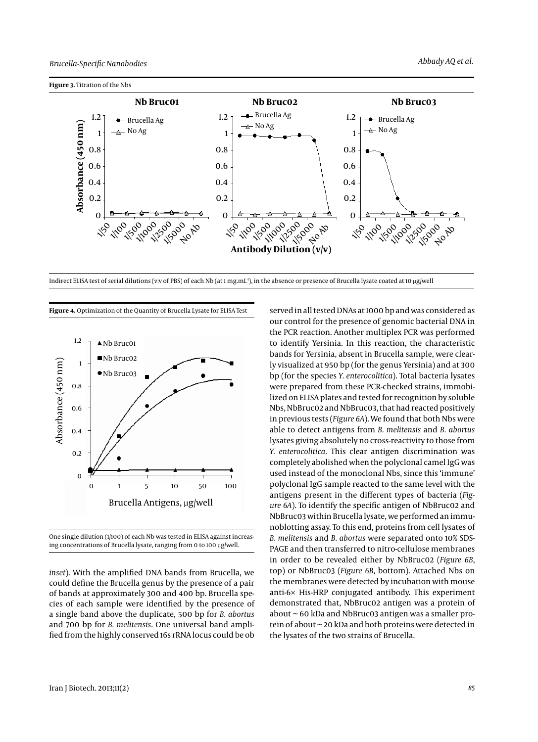**Figure 3.** Titration of the Nbs

Indirect ELISA test of serial dilutions (v:v of PBS) of each Nb (at 1 mg.mL$^{-1}$), in the absence or presence of Brucella lysate coated at 10 µg/well

**Figure 4.** Optimization of the Quantity of Brucella Lysate for ELISA Test

One single dilution (1/100) of each Nb was tested in ELISA against increasing concentrations of Brucella lysate, ranging from 0 to 100 µg/well.

*inset*). With the amplified DNA bands from Brucella, we could define the Brucella genus by the presence of a pair of bands at approximately 300 and 400 bp. Brucella species of each sample were identified by the presence of a single band above the duplicate, 500 bp for *B. abortus* and 700 bp for *B. melitensis*. One universal band amplified from the highly conserved 16s rRNA locus could be observed in all tested DNAs at 1000 bp and was considered as our control for the presence of genomic bacterial DNA in the PCR reaction. Another multiplex PCR was performed to identify Yersinia. In this reaction, the characteristic bands for Yersinia, absent in Brucella sample, were clearly visualized at 950 bp (for the genus Yersinia) and at 300 bp (for the species *Y. enterocolitica*). Total bacteria lysates were prepared from these PCR-checked strains, immobilized on ELISA plates and tested for recognition by soluble Nbs, NbBruc02 and NbBruc03, that had reacted positively in previous tests (*Figure 6A*). We found that both Nbs were able to detect antigens from *B. melitensis* and *B. abortus* lysates giving absolutely no cross-reactivity to those from *Y. enterocolitica*. This clear antigen discrimination was completely abolished when the polyclonal camel IgG was used instead of the monoclonal Nbs, since this 'immune' polyclonal IgG sample reacted to the same level with the antigens present in the different types of bacteria (*Figure 6A*). To identify the specific antigen of NbBruc02 and NbBruc03 within Brucella lysate, we performed an immunoblotting assay. To this end, proteins from cell lysates of *B. melitensis* and *B. abortus* were separated onto 10% SDS-PAGE and then transferred to nitro-cellulose membranes in order to be revealed either by NbBruc02 (*Figure 6B*, top) or NbBruc03 (*Figure 6B*, bottom). Attached Nbs on the membranes were detected by incubation with mouse anti-6× His-HRP conjugated antibody. This experiment demonstrated that, NbBruc02 antigen was a protein of about ~ 60 kDa and NbBruc03 antigen was a smaller protein of about ~ 20 kDa and both proteins were detected in the lysates of the two strains of Brucella.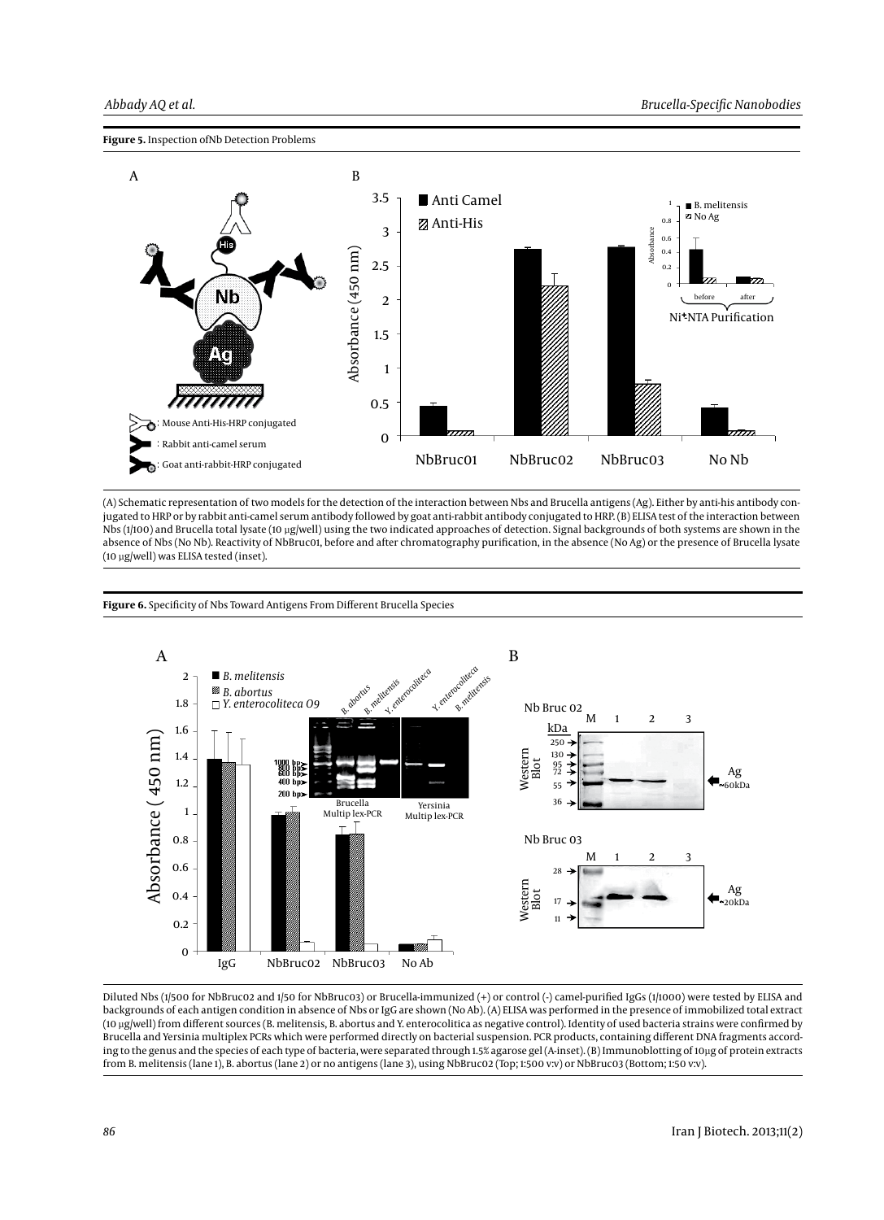**Figure 5.** Inspection ofNb Detection Problems

(A) Schematic representation of two models for the detection of the interaction between Nbs and Brucella antigens (Ag). Either by anti-his antibody conjugated to HRP or by rabbit anti-camel serum antibody followed by goat anti-rabbit antibody conjugated to HRP. (B) ELISA test of the interaction between Nbs (1/100) and Brucella total lysate (10 µg/well) using the two indicated approaches of detection. Signal backgrounds of both systems are shown in the absence of Nbs (No Nb). Reactivity of NbBruc01, before and after chromatography purification, in the absence (No Ag) or the presence of Brucella lysate (10 µg/well) was ELISA tested (inset).

**Figure 6.** Specificity of Nbs Toward Antigens From Different Brucella Species

Diluted Nbs (1/500 for NbBruc02 and 1/50 for NbBruc03) or Brucella-immunized (+) or control (-) camel-purified IgGs (1/1000) were tested by ELISA and backgrounds of each antigen condition in absence of Nbs or IgG are shown (No Ab). (A) ELISA was performed in the presence of immobilized total extract (10 µg/well) from different sources (B. melitensis, B. abortus and Y. enterocolitica as negative control). Identity of used bacteria strains were confirmed by Brucella and Yersinia multiplex PCRs which were performed directly on bacterial suspension. PCR products, containing different DNA fragments according to the genus and the species of each type of bacteria, were separated through 1.5% agarose gel (A-inset). (B) Immunoblotting of 10µg of protein extracts from B. melitensis (lane 1), B. abortus (lane 2) or no antigens (lane 3), using NbBruc02 (Top; 1:500 v:v) or NbBruc03 (Bottom; 1:50 v:v).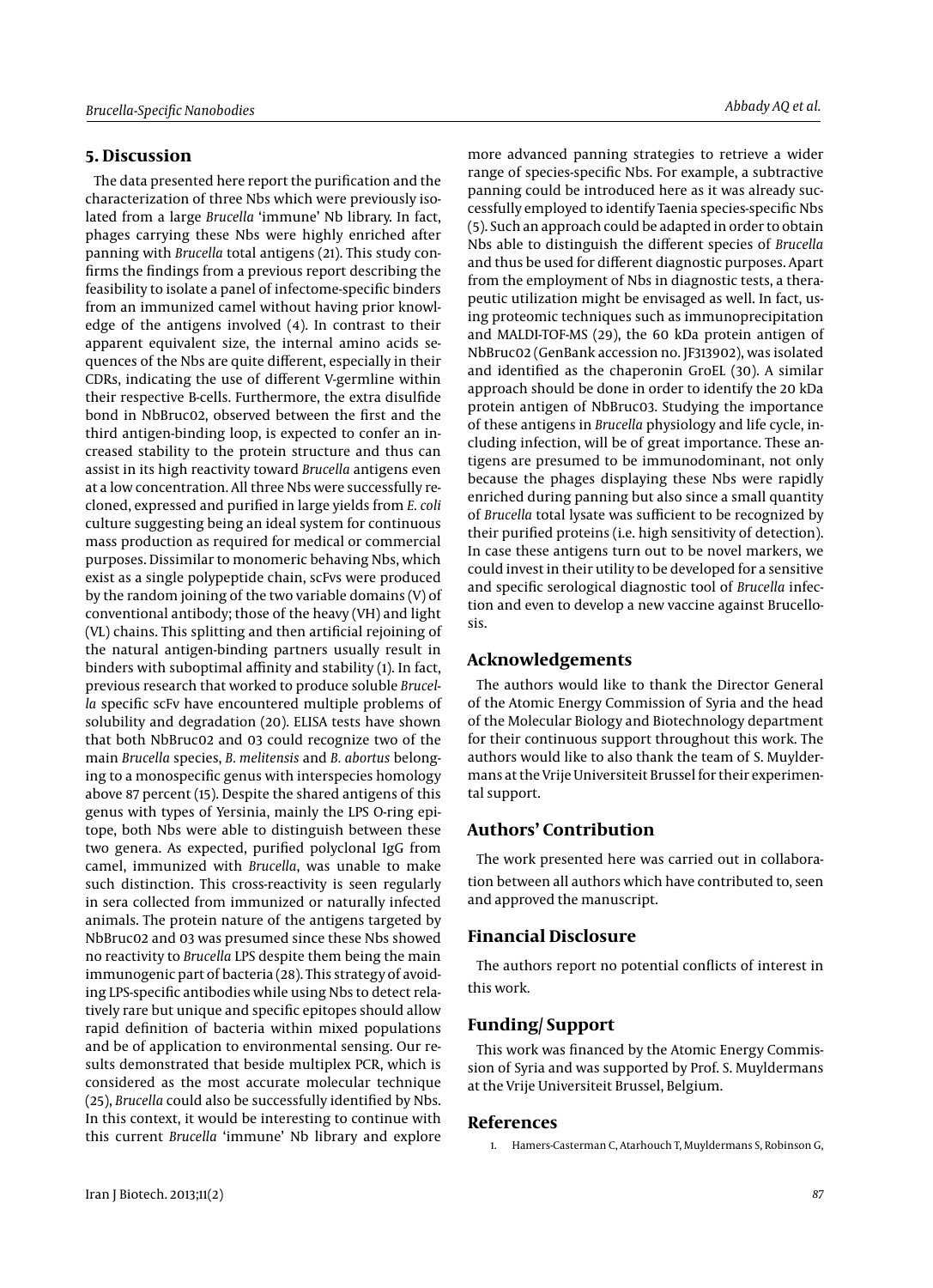## 5. Discussion

The data presented here report the purification and the characterization of three Nbs which were previously isolated from a large *Brucella* 'immune' Nb library. In fact, phages carrying these Nbs were highly enriched after panning with *Brucella* total antigens (21). This study confirms the findings from a previous report describing the feasibility to isolate a panel of infectome-specific binders from an immunized camel without having prior knowledge of the antigens involved (4). In contrast to their apparent equivalent size, the internal amino acids sequences of the Nbs are quite different, especially in their CDRs, indicating the use of different V-germline within their respective B-cells. Furthermore, the extra disulfide bond in NbBruc02, observed between the first and the third antigen-binding loop, is expected to confer an increased stability to the protein structure and thus can assist in its high reactivity toward *Brucella* antigens even at a low concentration. All three Nbs were successfully recloned, expressed and purified in large yields from *E. coli* culture suggesting being an ideal system for continuous mass production as required for medical or commercial purposes. Dissimilar to monomeric behaving Nbs, which exist as a single polypeptide chain, scFvs were produced by the random joining of the two variable domains (V) of conventional antibody; those of the heavy (VH) and light (VL) chains. This splitting and then artificial rejoining of the natural antigen-binding partners usually result in binders with suboptimal affinity and stability (1). In fact, previous research that worked to produce soluble *Brucella* specific scFv have encountered multiple problems of solubility and degradation (20). ELISA tests have shown that both NbBruc02 and 03 could recognize two of the main *Brucella* species, *B. melitensis* and *B. abortus* belonging to a monospecific genus with interspecies homology above 87 percent (15). Despite the shared antigens of this genus with types of Yersinia, mainly the LPS O-ring epitope, both Nbs were able to distinguish between these two genera. As expected, purified polyclonal IgG from camel, immunized with *Brucella*, was unable to make such distinction. This cross-reactivity is seen regularly in sera collected from immunized or naturally infected animals. The protein nature of the antigens targeted by NbBruc02 and 03 was presumed since these Nbs showed no reactivity to *Brucella* LPS despite them being the main immunogenic part of bacteria (28). This strategy of avoiding LPS-specific antibodies while using Nbs to detect relatively rare but unique and specific epitopes should allow rapid definition of bacteria within mixed populations and be of application to environmental sensing. Our results demonstrated that beside multiplex PCR, which is considered as the most accurate molecular technique (25), *Brucella* could also be successfully identified by Nbs. In this context, it would be interesting to continue with this current *Brucella* 'immune' Nb library and explore more advanced panning strategies to retrieve a wider range of species-specific Nbs. For example, a subtractive panning could be introduced here as it was already successfully employed to identify Taenia species-specific Nbs (5). Such an approach could be adapted in order to obtain Nbs able to distinguish the different species of *Brucella* and thus be used for different diagnostic purposes. Apart from the employment of Nbs in diagnostic tests, a therapeutic utilization might be envisaged as well. In fact, using proteomic techniques such as immunoprecipitation and MALDI-TOF-MS (29), the 60 kDa protein antigen of NbBruc02 (GenBank accession no. JF313902), was isolated and identified as the chaperonin GroEL (30). A similar approach should be done in order to identify the 20 kDa protein antigen of NbBruc03. Studying the importance of these antigens in *Brucella* physiology and life cycle, including infection, will be of great importance. These antigens are presumed to be immunodominant, not only because the phages displaying these Nbs were rapidly enriched during panning but also since a small quantity of *Brucella* total lysate was sufficient to be recognized by their purified proteins (i.e. high sensitivity of detection). In case these antigens turn out to be novel markers, we could invest in their utility to be developed for a sensitive and specific serological diagnostic tool of *Brucella* infection and even to develop a new vaccine against Brucellosis.

## Acknowledgements

The authors would like to thank the Director General of the Atomic Energy Commission of Syria and the head of the Molecular Biology and Biotechnology department for their continuous support throughout this work. The authors would like to also thank the team of S. Muyldermans at the Vrije Universiteit Brussel for their experimental support.

## Authors' Contribution

The work presented here was carried out in collaboration between all authors which have contributed to, seen and approved the manuscript.

## Financial Disclosure

The authors report no potential conflicts of interest in this work.

## Funding/ Support

This work was financed by the Atomic Energy Commission of Syria and was supported by Prof. S. Muyldermans at the Vrije Universiteit Brussel, Belgium.

## References

1. Hamers-Casterman C, Atarhouch T, Muyldermans S, Robinson G,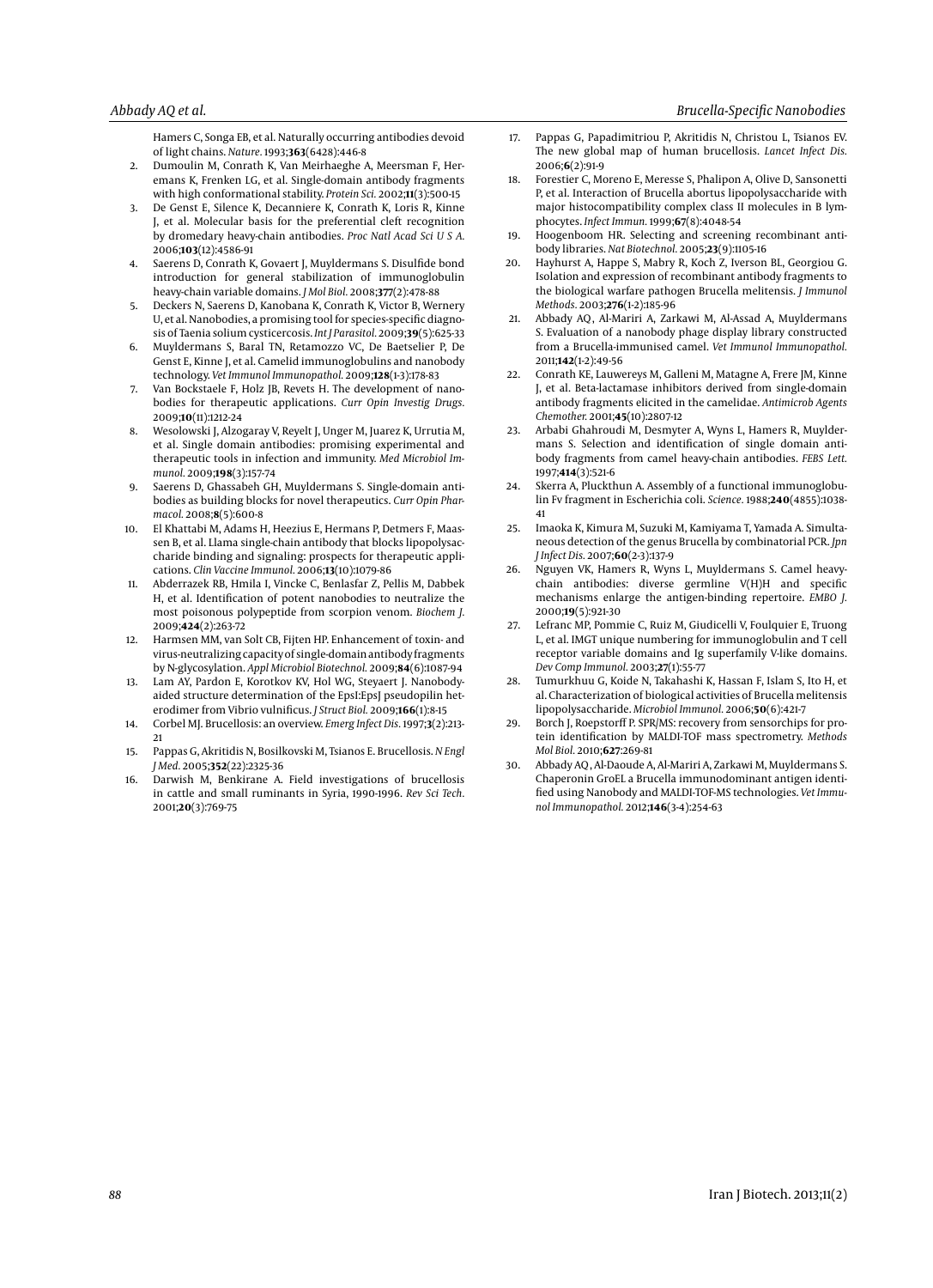Hamers C, Songa EB, et al. Naturally occurring antibodies devoid of light chains. *Nature*. 1993;**363**(6428):446-8

2. Dumoulin M, Conrath K, Van Meirhaeghe A, Meersman F, Heremans K, Frenken LG, et al. Single-domain antibody fragments with high conformational stability. *Protein Sci*. 2002;**11**(3):500-15
3. De Genst E, Silence K, Decanniere K, Conrath K, Loris R, Kinne J, et al. Molecular basis for the preferential cleft recognition by dromedary heavy-chain antibodies. *Proc Natl Acad Sci U S A*. 2006;**103**(12):4586-91
4. Saerens D, Conrath K, Govaert J, Muyldermans S. Disulfide bond introduction for general stabilization of immunoglobulin heavy-chain variable domains. *J Mol Biol*. 2008;**377**(2):478-88
5. Deckers N, Saerens D, Kanobana K, Conrath K, Victor B, Wernery U, et al. Nanobodies, a promising tool for species-specific diagnosis of Taenia solium cysticercosis. *Int J Parasitol*. 2009;**39**(5):625-33
6. Muyldermans S, Baral TN, Retamozzo VC, De Baetselier P, De Genst E, Kinne J, et al. Camelid immunoglobulins and nanobody technology. *Vet Immunol Immunopathol*. 2009;**128**(1-3):178-83
7. Van Bockstaele F, Holz JB, Revets H. The development of nanobodies for therapeutic applications. *Curr Opin Investig Drugs*. 2009;**10**(11):1212-24
8. Wesolowski J, Alzogaray V, Reyelt J, Unger M, Juarez K, Urrutia M, et al. Single domain antibodies: promising experimental and therapeutic tools in infection and immunity. *Med Microbiol Immunol*. 2009;**198**(3):157-74
9. Saerens D, Ghassabeh GH, Muyldermans S. Single-domain antibodies as building blocks for novel therapeutics. *Curr Opin Pharmacol*. 2008;**8**(5):600-8
10. El Khattabi M, Adams H, Heezius E, Hermans P, Detmers F, Maassen B, et al. Llama single-chain antibody that blocks lipopolysaccharide binding and signaling: prospects for therapeutic applications. *Clin Vaccine Immunol*. 2006;**13**(10):1079-86
11. Abderrazek RB, Hmila I, Vincke C, Benlasfar Z, Pellis M, Dabbek H, et al. Identification of potent nanobodies to neutralize the most poisonous polypeptide from scorpion venom. *Biochem J*. 2009;**424**(2):263-72
12. Harmsen MM, van Solt CB, Fijten HP. Enhancement of toxin- and virus-neutralizing capacity of single-domain antibody fragments by N-glycosylation. *Appl Microbiol Biotechnol*. 2009;**84**(6):1087-94
13. Lam AY, Pardon E, Korotkov KV, Hol WG, Steyaert J. Nanobody-aided structure determination of the EpsI:EpsJ pseudopilin heterodimer from Vibrio vulnificus. *J Struct Biol*. 2009;**166**(1):8-15
14. Corbel MJ. Brucellosis: an overview. *Emerg Infect Dis*. 1997;**3**(2):213-21
15. Pappas G, Akritidis N, Bosilkovski M, Tsianos E. Brucellosis. *N Engl J Med*. 2005;**352**(22):2325-36
16. Darwish M, Benkirane A. Field investigations of brucellosis in cattle and small ruminants in Syria, 1990-1996. *Rev Sci Tech*. 2001;**20**(3):769-75
17. Pappas G, Papadimitriou P, Akritidis N, Christou L, Tsianos EV. The new global map of human brucellosis. *Lancet Infect Dis*. 2006;**6**(2):91-9
18. Forestier C, Moreno E, Meresse S, Phalipon A, Olive D, Sansonetti P, et al. Interaction of Brucella abortus lipopolysaccharide with major histocompatibility complex class II molecules in B lymphocytes. *Infect Immun*. 1999;**67**(8):4048-54
19. Hoogenboom HR. Selecting and screening recombinant antibody libraries. *Nat Biotechnol*. 2005;**23**(9):1105-16
20. Hayhurst A, Happe S, Mabry R, Koch Z, Iverson BL, Georgiou G. Isolation and expression of recombinant antibody fragments to the biological warfare pathogen Brucella melitensis. *J Immunol Methods*. 2003;**276**(1-2):185-96
21. Abbady AQ, Al-Mariri A, Zarkawi M, Al-Assad A, Muyldermans S. Evaluation of a nanobody phage display library constructed from a Brucella-immunised camel. *Vet Immunol Immunopathol*. 2011;**142**(1-2):49-56
22. Conrath KE, Lauwereys M, Galleni M, Matagne A, Frere JM, Kinne J, et al. Beta-lactamase inhibitors derived from single-domain antibody fragments elicited in the camelidae. *Antimicrob Agents Chemother*. 2001;**45**(10):2807-12
23. Arbabi Ghahroudi M, Desmyter A, Wyns L, Hamers R, Muyldermans S. Selection and identification of single domain antibody fragments from camel heavy-chain antibodies. *FEBS Lett*. 1997;**414**(3):521-6
24. Skerra A, Pluckthun A. Assembly of a functional immunoglobulin Fv fragment in Escherichia coli. *Science*. 1988;**240**(4855):1038-41
25. Imaoka K, Kimura M, Suzuki M, Kamiyama T, Yamada A. Simultaneous detection of the genus Brucella by combinatorial PCR. *Jpn J Infect Dis*. 2007;**60**(2-3):137-9
26. Nguyen VK, Hamers R, Wyns L, Muyldermans S. Camel heavy-chain antibodies: diverse germline V(H)H and specific mechanisms enlarge the antigen-binding repertoire. *EMBO J*. 2000;**19**(5):921-30
27. Lefranc MP, Pommie C, Ruiz M, Giudicelli V, Foulquier E, Truong L, et al. IMGT unique numbering for immunoglobulin and T cell receptor variable domains and Ig superfamily V-like domains. *Dev Comp Immunol*. 2003;**27**(1):55-77
28. Tumurkhuu G, Koide N, Takahashi K, Hassan F, Islam S, Ito H, et al. Characterization of biological activities of Brucella melitensis lipopolysaccharide. *Microbiol Immunol*. 2006;**50**(6):421-7
29. Borch J, Roepstorff P. SPR/MS: recovery from sensorchips for protein identification by MALDI-TOF mass spectrometry. *Methods Mol Biol*. 2010;**627**:269-81
30. Abbady AQ, Al-Daoude A, Al-Mariri A, Zarkawi M, Muyldermans S. Chaperonin GroEL a Brucella immunodominant antigen identified using Nanobody and MALDI-TOF-MS technologies. *Vet Immunol Immunopathol*. 2012;**146**(3-4):254-63